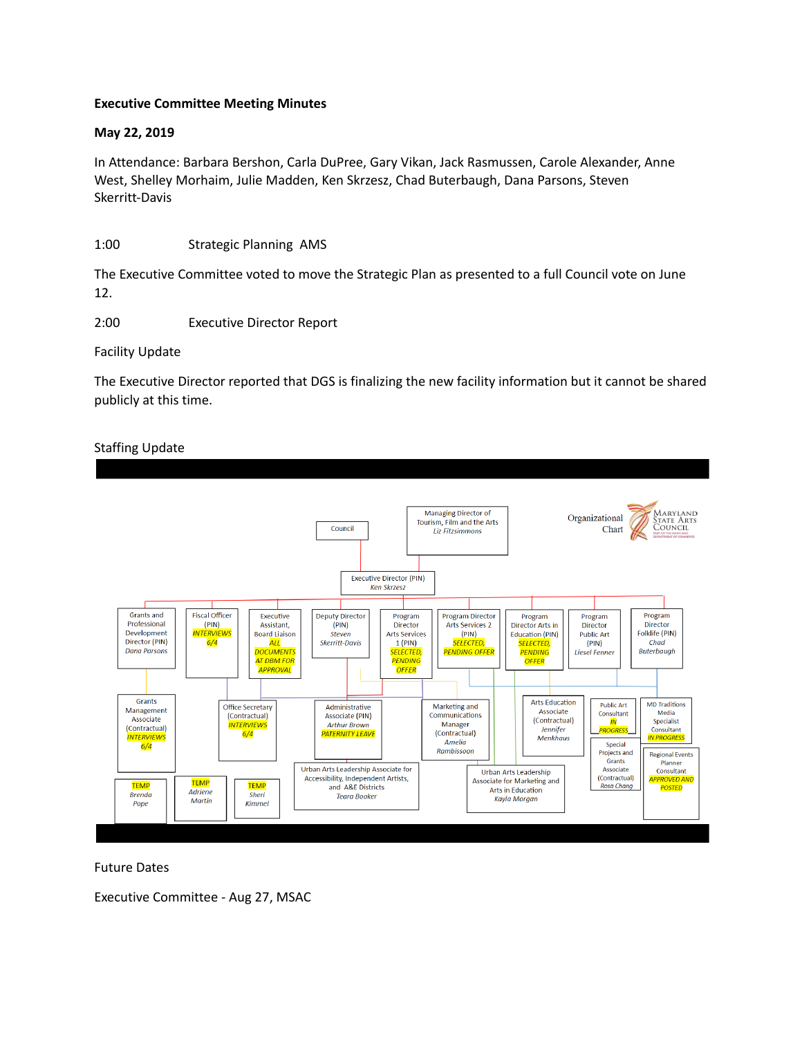**Executive Committee Meeting Minutes**

**May 22, 2019**

In Attendance: Barbara Bershon, Carla DuPree, Gary Vikan, Jack Rasmussen, Carole Alexander, Anne West, Shelley Morhaim, Julie Madden, Ken Skrzesz, Chad Buterbaugh, Dana Parsons, Steven Skerritt-Davis

1:00 Strategic Planning AMS

The Executive Committee voted to move the Strategic Plan as presented to a full Council vote on June 12.

2:00 Executive Director Report

Facility Update

The Executive Director reported that DGS is finalizing the new facility information but it cannot be shared publicly at this time.

Staffing Update

Organizational Chart — Maryland State Arts Council

- Council
- Managing Director of Tourism, Film and the Arts — *Liz Fitzsimmons*
- Executive Director (PIN) — *Ken Skrzesz*
  - Grants and Professional Development Director (PIN) — *Dana Parsons*
    - Grants Management Associate (Contractual) — INTERVIEWS 6/4
  - Fiscal Officer (PIN) — INTERVIEWS 6/4
  - Executive Assistant, Board Liaison — ALL DOCUMENTS AT DBM FOR APPROVAL
    - Office Secretary (Contractual) — INTERVIEWS 6/4
  - Deputy Director (PIN) — *Steven Skerritt-Davis*
    - Administrative Associate (PIN) — *Arthur Brown* — PATERNITY LEAVE
    - Urban Arts Leadership Associate for Accessibility, Independent Artists, and A&E Districts — *Teara Booker*
  - Program Director Arts Services 1 (PIN) — SELECTED, PENDING OFFER
    - Marketing and Communications Manager (Contractual) — *Amelia Rambissoon*
  - Program Director Arts Services 2 (PIN) — SELECTED, PENDING OFFER
  - Program Director Arts in Education (PIN) — SELECTED, PENDING OFFER
    - Arts Education Associate (Contractual) — *Jennifer Menkhaus*
    - Urban Arts Leadership Associate for Marketing and Arts in Education — *Kayla Morgan*
  - Program Director Public Art (PIN) — *Liesel Fenner*
    - Public Art Consultant — IN PROGRESS
    - Special Projects and Grants Associate (Contractual) — *Rosa Chang*
  - Program Director Folklife (PIN) — *Chad Buterbaugh*
    - MD Traditions Media Specialist Consultant — IN PROGRESS
    - Regional Events Planner Consultant — APPROVED AND POSTED
- TEMP — *Brenda Pope*
- TEMP — *Adriene Martin*
- TEMP — *Sheri Kimmel*

Future Dates

Executive Committee - Aug 27, MSAC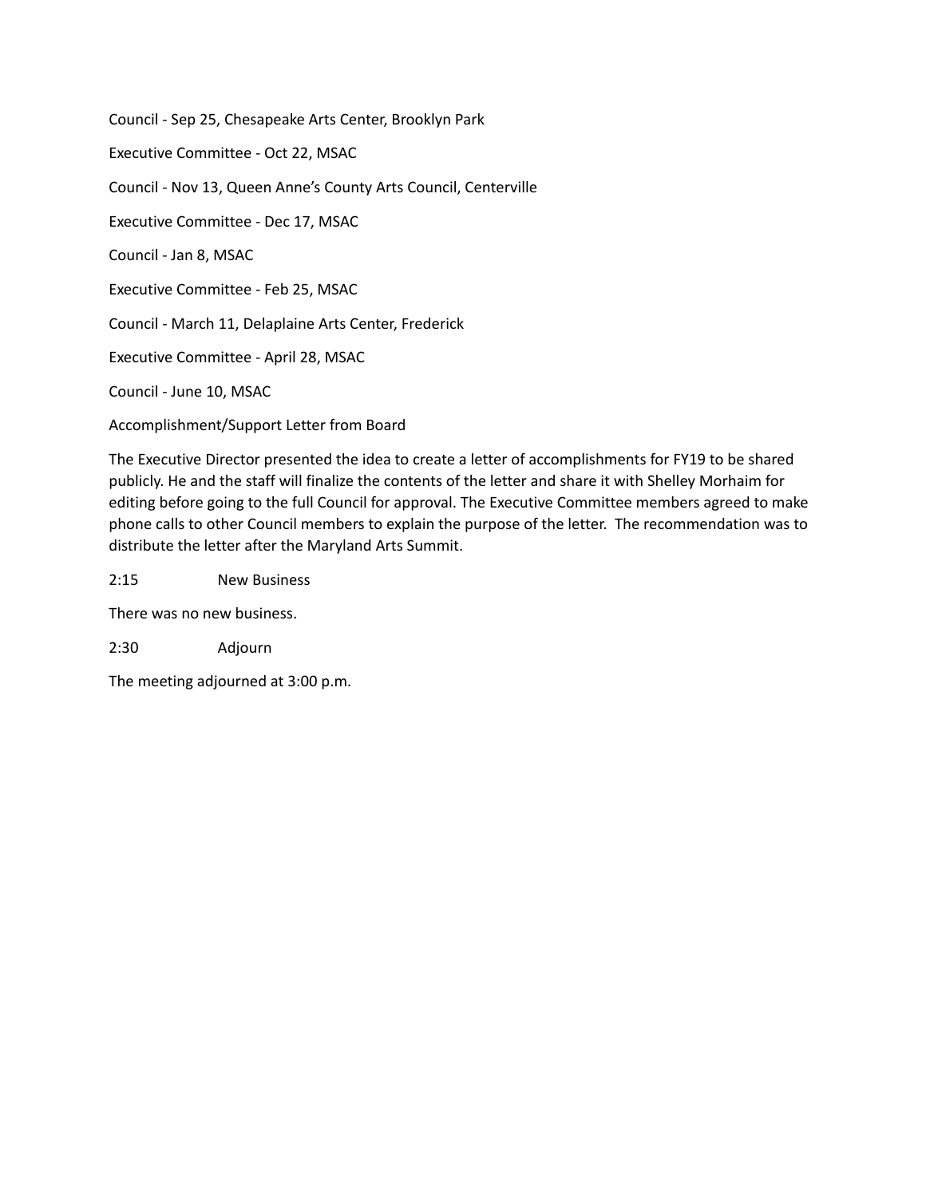Council - Sep 25, Chesapeake Arts Center, Brooklyn Park

Executive Committee - Oct 22, MSAC

Council - Nov 13, Queen Anne's County Arts Council, Centerville

Executive Committee - Dec 17, MSAC

Council - Jan 8, MSAC

Executive Committee - Feb 25, MSAC

Council - March 11, Delaplaine Arts Center, Frederick

Executive Committee - April 28, MSAC

Council - June 10, MSAC

Accomplishment/Support Letter from Board

The Executive Director presented the idea to create a letter of accomplishments for FY19 to be shared publicly. He and the staff will finalize the contents of the letter and share it with Shelley Morhaim for editing before going to the full Council for approval. The Executive Committee members agreed to make phone calls to other Council members to explain the purpose of the letter. The recommendation was to distribute the letter after the Maryland Arts Summit.

2:15 New Business

There was no new business.

2:30 Adjourn

The meeting adjourned at 3:00 p.m.